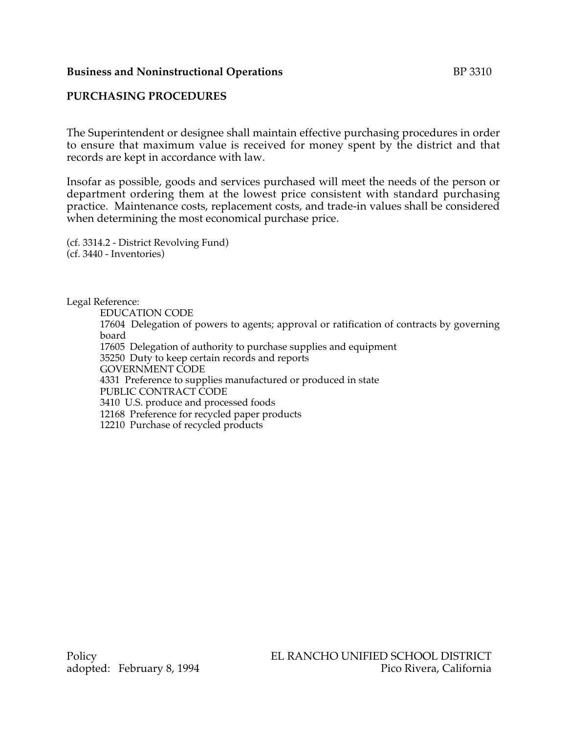**Business and Noninstructional Operations** BP 3310

## PURCHASING PROCEDURES

The Superintendent or designee shall maintain effective purchasing procedures in order to ensure that maximum value is received for money spent by the district and that records are kept in accordance with law.

Insofar as possible, goods and services purchased will meet the needs of the person or department ordering them at the lowest price consistent with standard purchasing practice. Maintenance costs, replacement costs, and trade-in values shall be considered when determining the most economical purchase price.

(cf. 3314.2 - District Revolving Fund)
(cf. 3440 - Inventories)

Legal Reference:

EDUCATION CODE
17604 Delegation of powers to agents; approval or ratification of contracts by governing board
17605 Delegation of authority to purchase supplies and equipment
35250 Duty to keep certain records and reports
GOVERNMENT CODE
4331 Preference to supplies manufactured or produced in state
PUBLIC CONTRACT CODE
3410 U.S. produce and processed foods
12168 Preference for recycled paper products
12210 Purchase of recycled products

Policy
adopted: February 8, 1994

EL RANCHO UNIFIED SCHOOL DISTRICT
Pico Rivera, California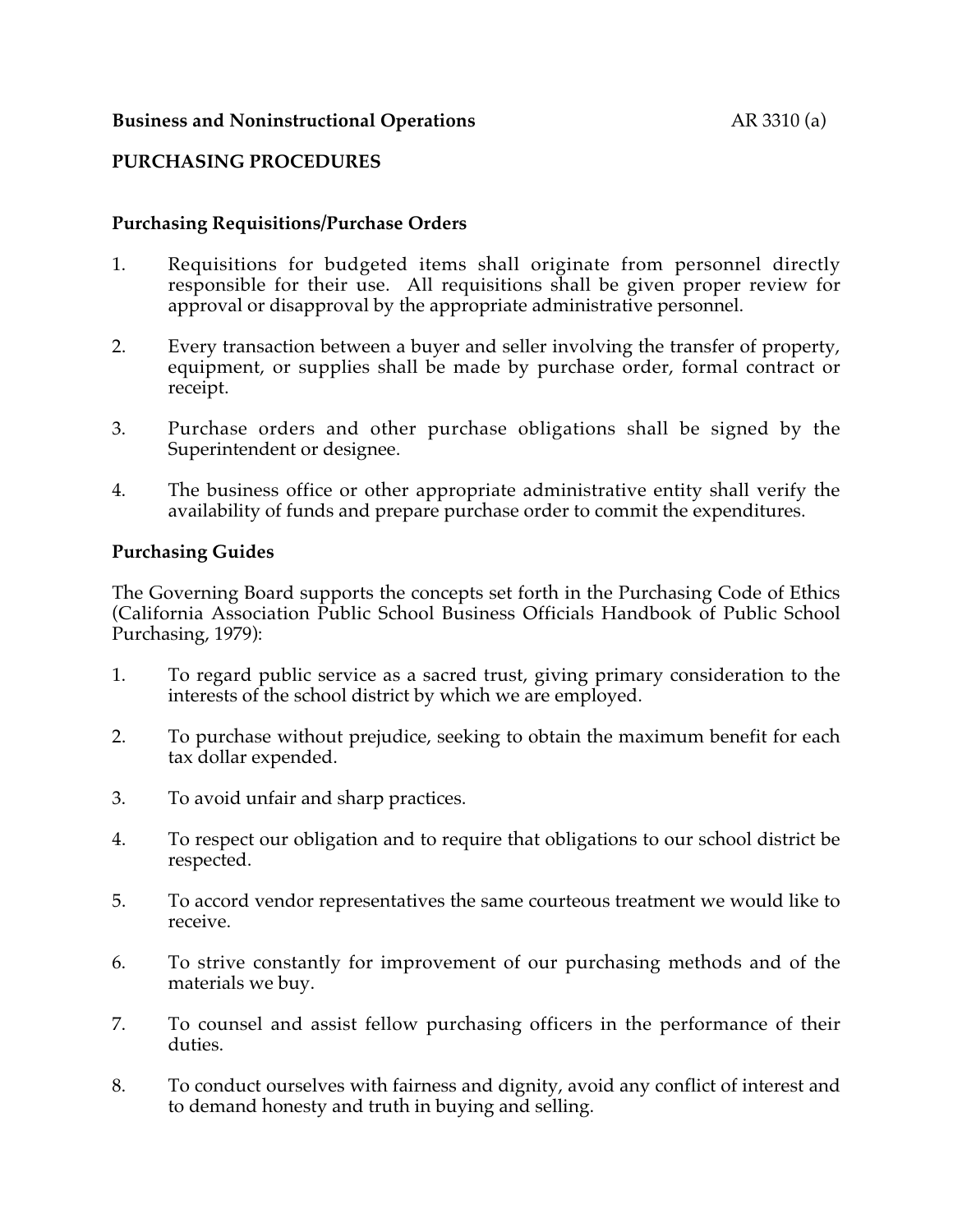**Business and Noninstructional Operations**

## PURCHASING PROCEDURES

### Purchasing Requisitions/Purchase Orders

1. Requisitions for budgeted items shall originate from personnel directly responsible for their use. All requisitions shall be given proper review for approval or disapproval by the appropriate administrative personnel.
2. Every transaction between a buyer and seller involving the transfer of property, equipment, or supplies shall be made by purchase order, formal contract or receipt.
3. Purchase orders and other purchase obligations shall be signed by the Superintendent or designee.
4. The business office or other appropriate administrative entity shall verify the availability of funds and prepare purchase order to commit the expenditures.

### Purchasing Guides

The Governing Board supports the concepts set forth in the Purchasing Code of Ethics (California Association Public School Business Officials Handbook of Public School Purchasing, 1979):

1. To regard public service as a sacred trust, giving primary consideration to the interests of the school district by which we are employed.
2. To purchase without prejudice, seeking to obtain the maximum benefit for each tax dollar expended.
3. To avoid unfair and sharp practices.
4. To respect our obligation and to require that obligations to our school district be respected.
5. To accord vendor representatives the same courteous treatment we would like to receive.
6. To strive constantly for improvement of our purchasing methods and of the materials we buy.
7. To counsel and assist fellow purchasing officers in the performance of their duties.
8. To conduct ourselves with fairness and dignity, avoid any conflict of interest and to demand honesty and truth in buying and selling.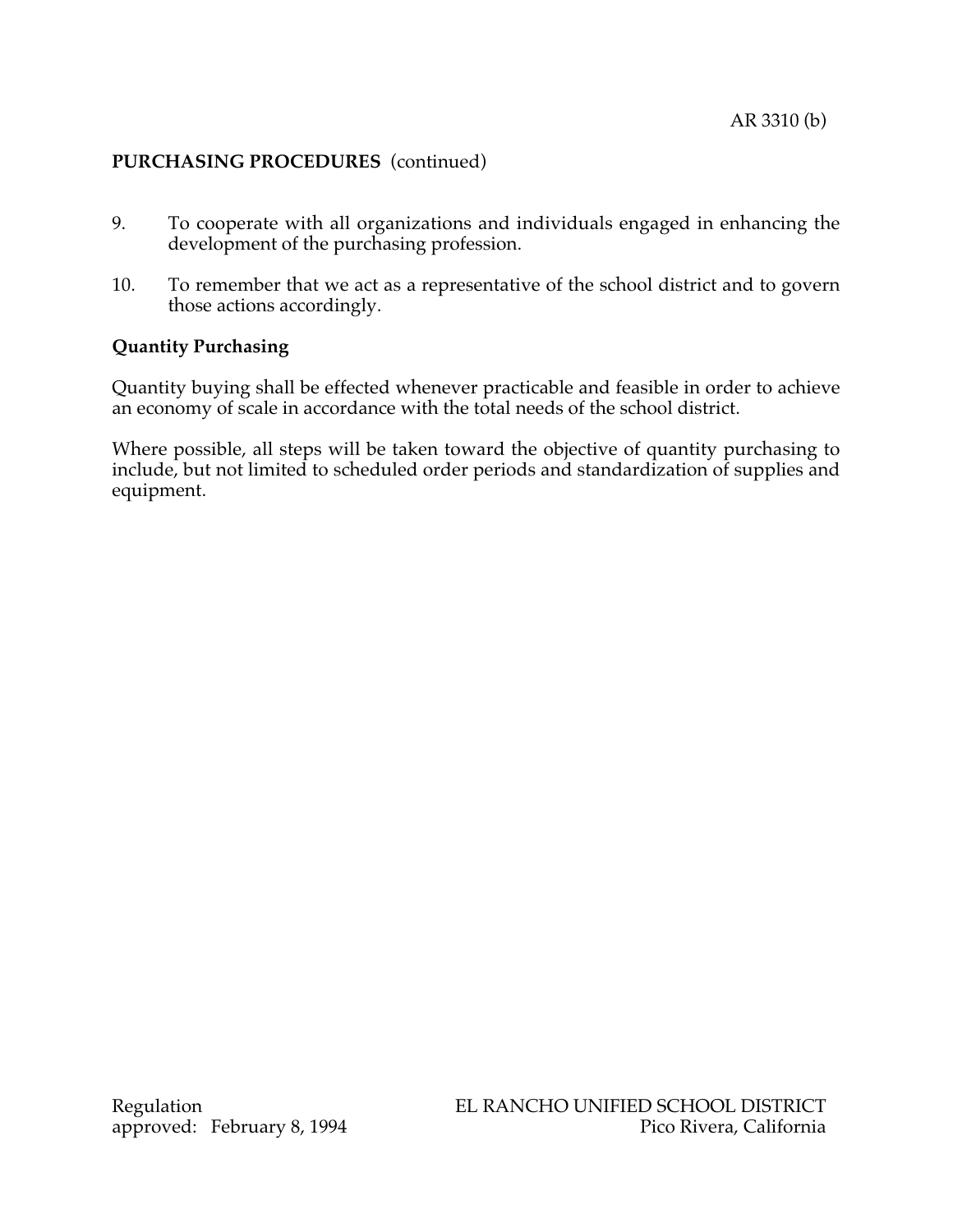**PURCHASING PROCEDURES** (continued)

9. To cooperate with all organizations and individuals engaged in enhancing the development of the purchasing profession.

10. To remember that we act as a representative of the school district and to govern those actions accordingly.

**Quantity Purchasing**

Quantity buying shall be effected whenever practicable and feasible in order to achieve an economy of scale in accordance with the total needs of the school district.

Where possible, all steps will be taken toward the objective of quantity purchasing to include, but not limited to scheduled order periods and standardization of supplies and equipment.

Regulation
approved: February 8, 1994

EL RANCHO UNIFIED SCHOOL DISTRICT
Pico Rivera, California